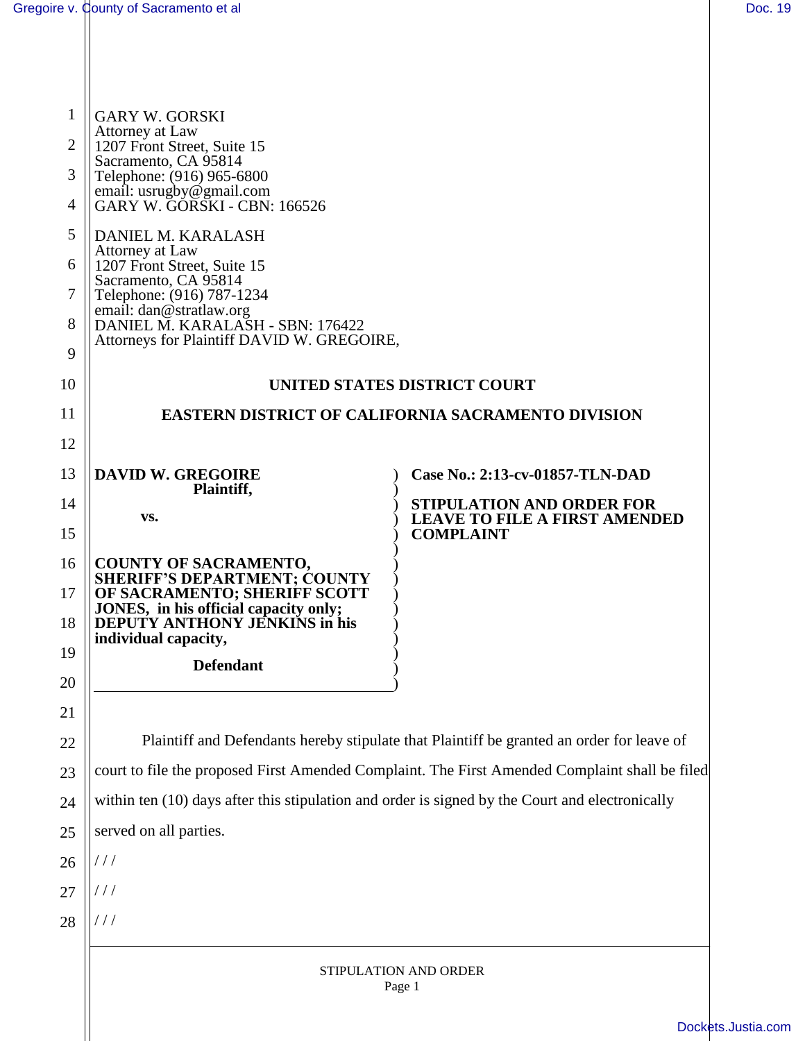GARY W. GORSKI
Attorney at Law
1207 Front Street, Suite 15
Sacramento, CA 95814
Telephone: (916) 965-6800
email: usrugby@gmail.com
GARY W. GORSKI - CBN: 166526

DANIEL M. KARALASH
Attorney at Law
1207 Front Street, Suite 15
Sacramento, CA 95814
Telephone: (916) 787-1234
email: dan@stratlaw.org
DANIEL M. KARALASH - SBN: 176422
Attorneys for Plaintiff DAVID W. GREGOIRE,

**UNITED STATES DISTRICT COURT**

**EASTERN DISTRICT OF CALIFORNIA SACRAMENTO DIVISION**

| | |
|---|---|
| **DAVID W. GREGOIRE**<br>**Plaintiff,**<br><br>**vs.**<br><br>**COUNTY OF SACRAMENTO, SHERIFF'S DEPARTMENT; COUNTY OF SACRAMENTO; SHERIFF SCOTT JONES, in his official capacity only; DEPUTY ANTHONY JENKINS in his individual capacity,**<br><br>**Defendant** | **Case No.: 2:13-cv-01857-TLN-DAD**<br><br>**STIPULATION AND ORDER FOR LEAVE TO FILE A FIRST AMENDED COMPLAINT** |

Plaintiff and Defendants hereby stipulate that Plaintiff be granted an order for leave of court to file the proposed First Amended Complaint. The First Amended Complaint shall be filed within ten (10) days after this stipulation and order is signed by the Court and electronically served on all parties.

/ / /

/ / /

/ / /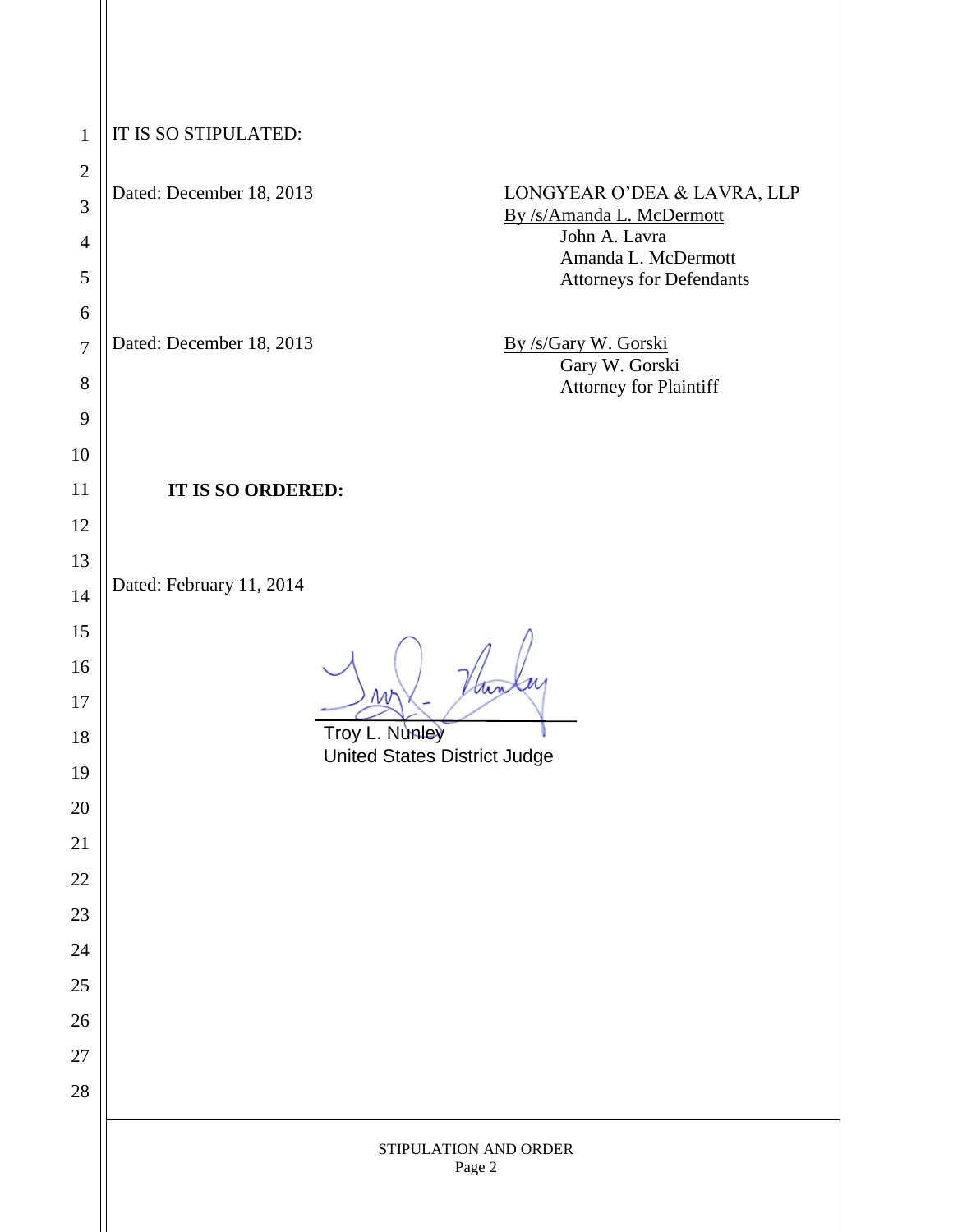IT IS SO STIPULATED:

Dated: December 18, 2013

LONGYEAR O'DEA & LAVRA, LLP
By /s/Amanda L. McDermott
John A. Lavra
Amanda L. McDermott
Attorneys for Defendants

Dated: December 18, 2013

By /s/Gary W. Gorski
Gary W. Gorski
Attorney for Plaintiff

**IT IS SO ORDERED:**

Dated: February 11, 2014

Troy L. Nunley
United States District Judge

STIPULATION AND ORDER